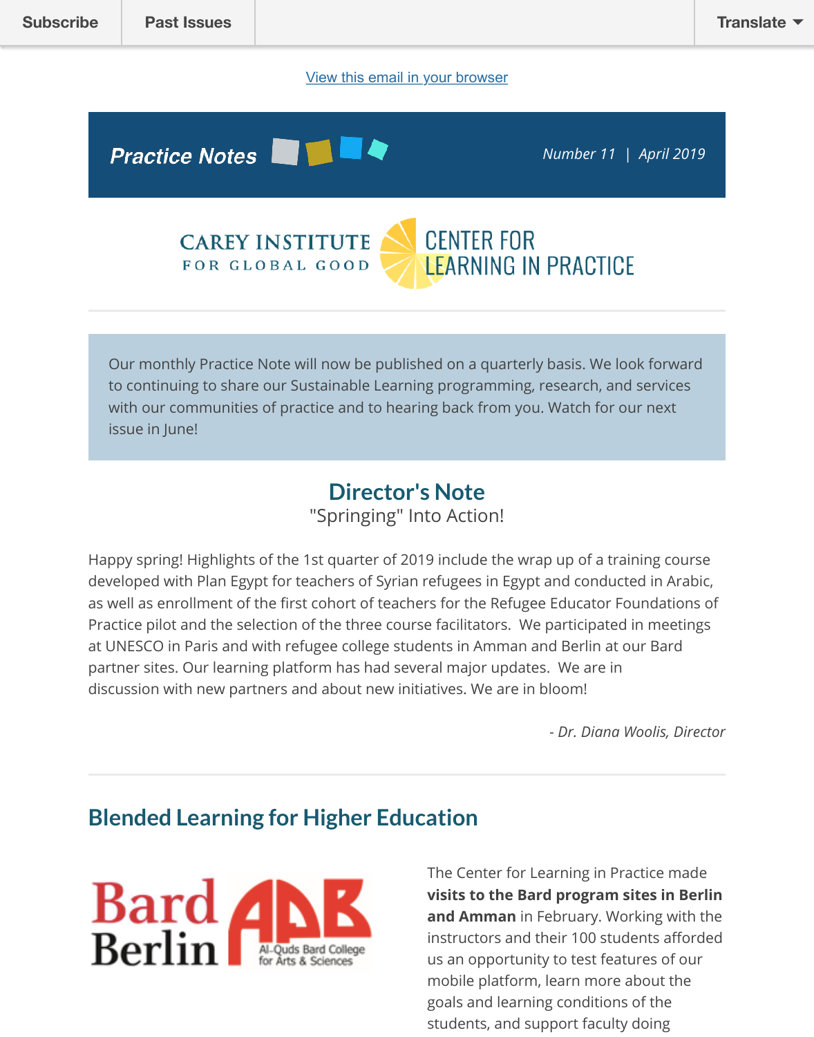Subscribe | Past Issues | Translate

View this email in your browser

**Practice Notes** Number 11 | April 2019

CAREY INSTITUTE FOR GLOBAL GOOD — CENTER FOR LEARNING IN PRACTICE

Our monthly Practice Note will now be published on a quarterly basis. We look forward to continuing to share our Sustainable Learning programming, research, and services with our communities of practice and to hearing back from you. Watch for our next issue in June!

## Director's Note

"Springing" Into Action!

Happy spring! Highlights of the 1st quarter of 2019 include the wrap up of a training course developed with Plan Egypt for teachers of Syrian refugees in Egypt and conducted in Arabic, as well as enrollment of the first cohort of teachers for the Refugee Educator Foundations of Practice pilot and the selection of the three course facilitators. We participated in meetings at UNESCO in Paris and with refugee college students in Amman and Berlin at our Bard partner sites. Our learning platform has had several major updates. We are in discussion with new partners and about new initiatives. We are in bloom!

*- Dr. Diana Woolis, Director*

## Blended Learning for Higher Education

Bard Berlin | AQB Al-Quds Bard College for Arts & Sciences

The Center for Learning in Practice made **visits to the Bard program sites in Berlin and Amman** in February. Working with the instructors and their 100 students afforded us an opportunity to test features of our mobile platform, learn more about the goals and learning conditions of the students, and support faculty doing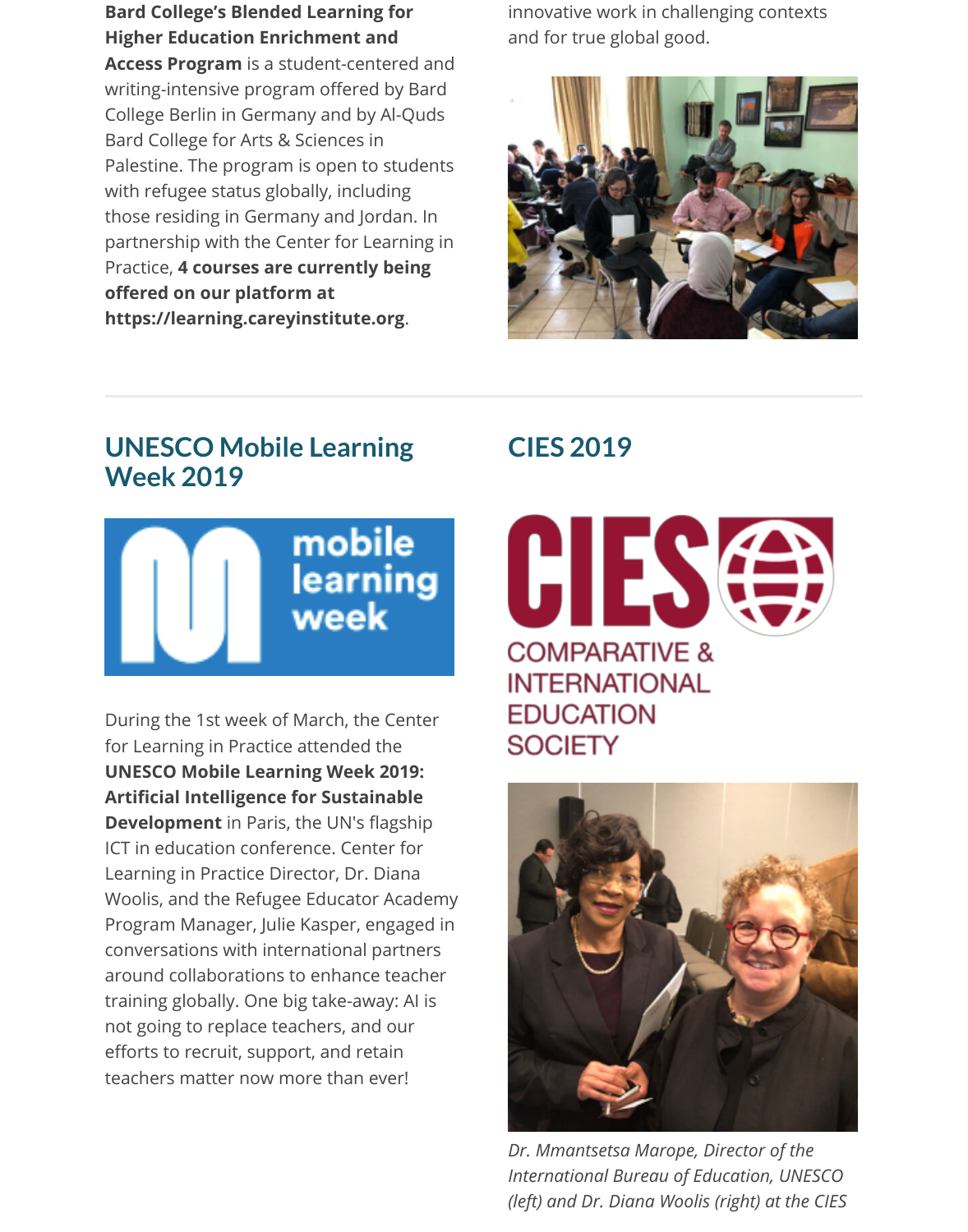**Bard College's Blended Learning for Higher Education Enrichment and Access Program** is a student-centered and writing-intensive program offered by Bard College Berlin in Germany and by Al-Quds Bard College for Arts & Sciences in Palestine. The program is open to students with refugee status globally, including those residing in Germany and Jordan. In partnership with the Center for Learning in Practice, **4 courses are currently being offered on our platform at https://learning.careyinstitute.org**.

innovative work in challenging contexts and for true global good.

## UNESCO Mobile Learning Week 2019

During the 1st week of March, the Center for Learning in Practice attended the **UNESCO Mobile Learning Week 2019: Artificial Intelligence for Sustainable Development** in Paris, the UN's flagship ICT in education conference. Center for Learning in Practice Director, Dr. Diana Woolis, and the Refugee Educator Academy Program Manager, Julie Kasper, engaged in conversations with international partners around collaborations to enhance teacher training globally. One big take-away: AI is not going to replace teachers, and our efforts to recruit, support, and retain teachers matter now more than ever!

## CIES 2019

*Dr. Mmantsetsa Marope, Director of the International Bureau of Education, UNESCO (left) and Dr. Diana Woolis (right) at the CIES*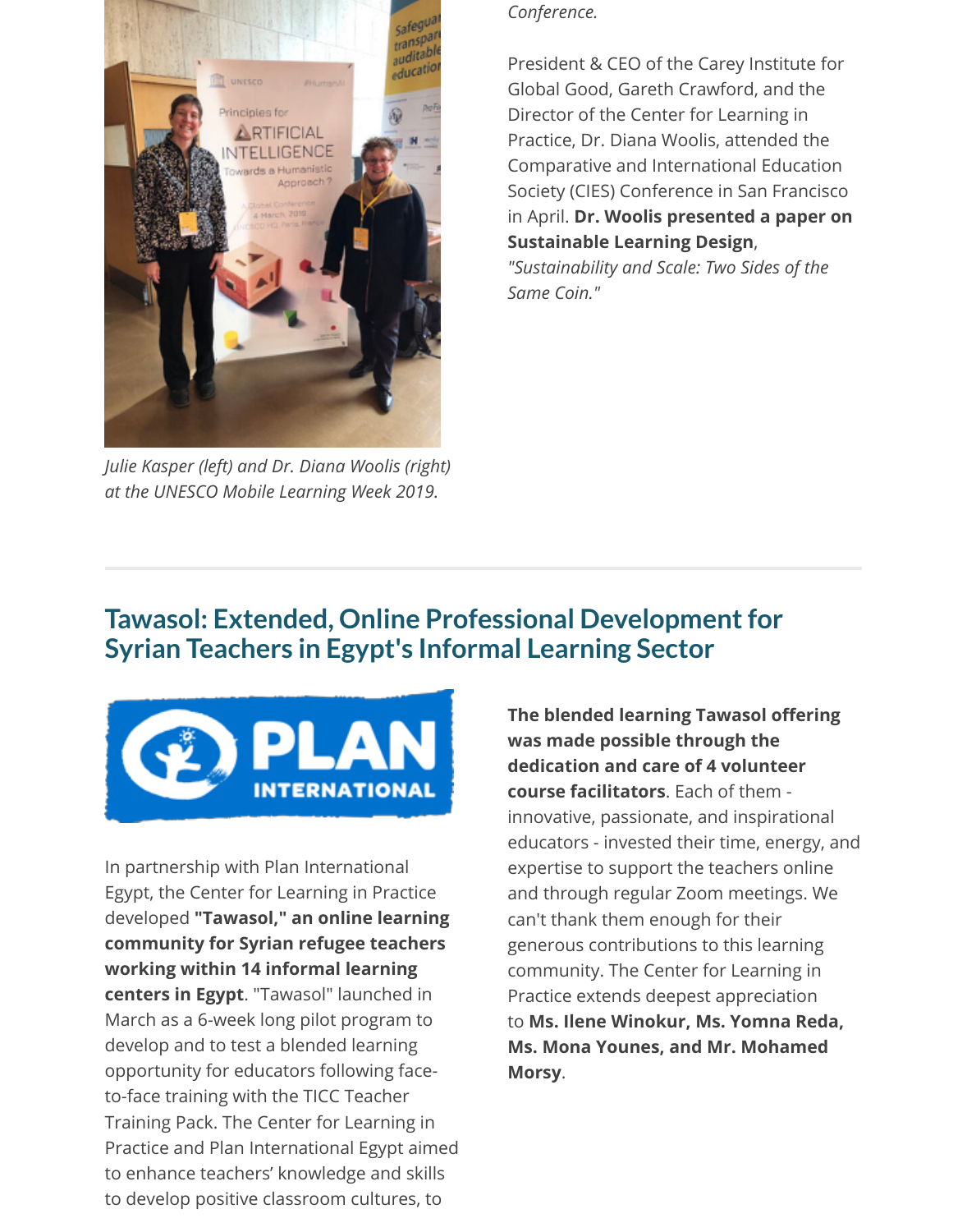*Julie Kasper (left) and Dr. Diana Woolis (right) at the UNESCO Mobile Learning Week 2019.*

*Conference.*

President & CEO of the Carey Institute for Global Good, Gareth Crawford, and the Director of the Center for Learning in Practice, Dr. Diana Woolis, attended the Comparative and International Education Society (CIES) Conference in San Francisco in April. **Dr. Woolis presented a paper on Sustainable Learning Design**, *"Sustainability and Scale: Two Sides of the Same Coin."*

---

## Tawasol: Extended, Online Professional Development for Syrian Teachers in Egypt's Informal Learning Sector

In partnership with Plan International Egypt, the Center for Learning in Practice developed **"Tawasol," an online learning community for Syrian refugee teachers working within 14 informal learning centers in Egypt**. "Tawasol" launched in March as a 6-week long pilot program to develop and to test a blended learning opportunity for educators following face-to-face training with the TICC Teacher Training Pack. The Center for Learning in Practice and Plan International Egypt aimed to enhance teachers' knowledge and skills to develop positive classroom cultures, to

**The blended learning Tawasol offering was made possible through the dedication and care of 4 volunteer course facilitators**. Each of them - innovative, passionate, and inspirational educators - invested their time, energy, and expertise to support the teachers online and through regular Zoom meetings. We can't thank them enough for their generous contributions to this learning community. The Center for Learning in Practice extends deepest appreciation to **Ms. Ilene Winokur, Ms. Yomna Reda, Ms. Mona Younes, and Mr. Mohamed Morsy**.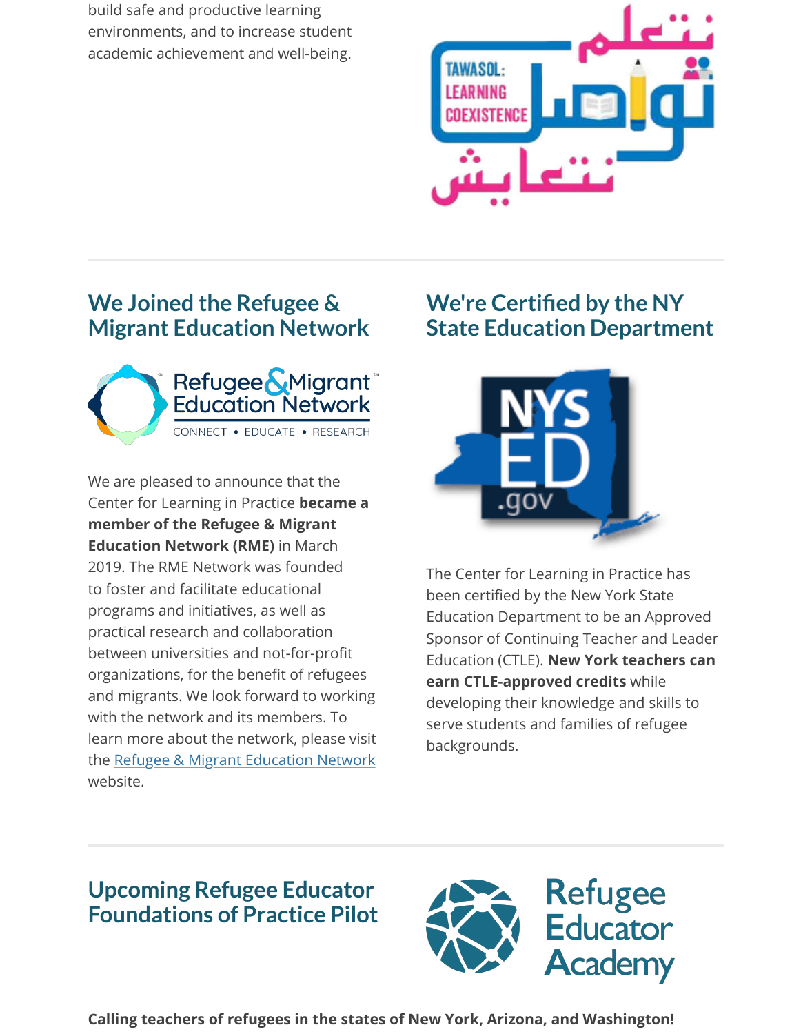build safe and productive learning environments, and to increase student academic achievement and well-being.

## We Joined the Refugee & Migrant Education Network

We are pleased to announce that the Center for Learning in Practice **became a member of the Refugee & Migrant Education Network (RME)** in March 2019. The RME Network was founded to foster and facilitate educational programs and initiatives, as well as practical research and collaboration between universities and not-for-profit organizations, for the benefit of refugees and migrants. We look forward to working with the network and its members. To learn more about the network, please visit the Refugee & Migrant Education Network website.

## We're Certified by the NY State Education Department

The Center for Learning in Practice has been certified by the New York State Education Department to be an Approved Sponsor of Continuing Teacher and Leader Education (CTLE). **New York teachers can earn CTLE-approved credits** while developing their knowledge and skills to serve students and families of refugee backgrounds.

## Upcoming Refugee Educator Foundations of Practice Pilot

**Calling teachers of refugees in the states of New York, Arizona, and Washington!**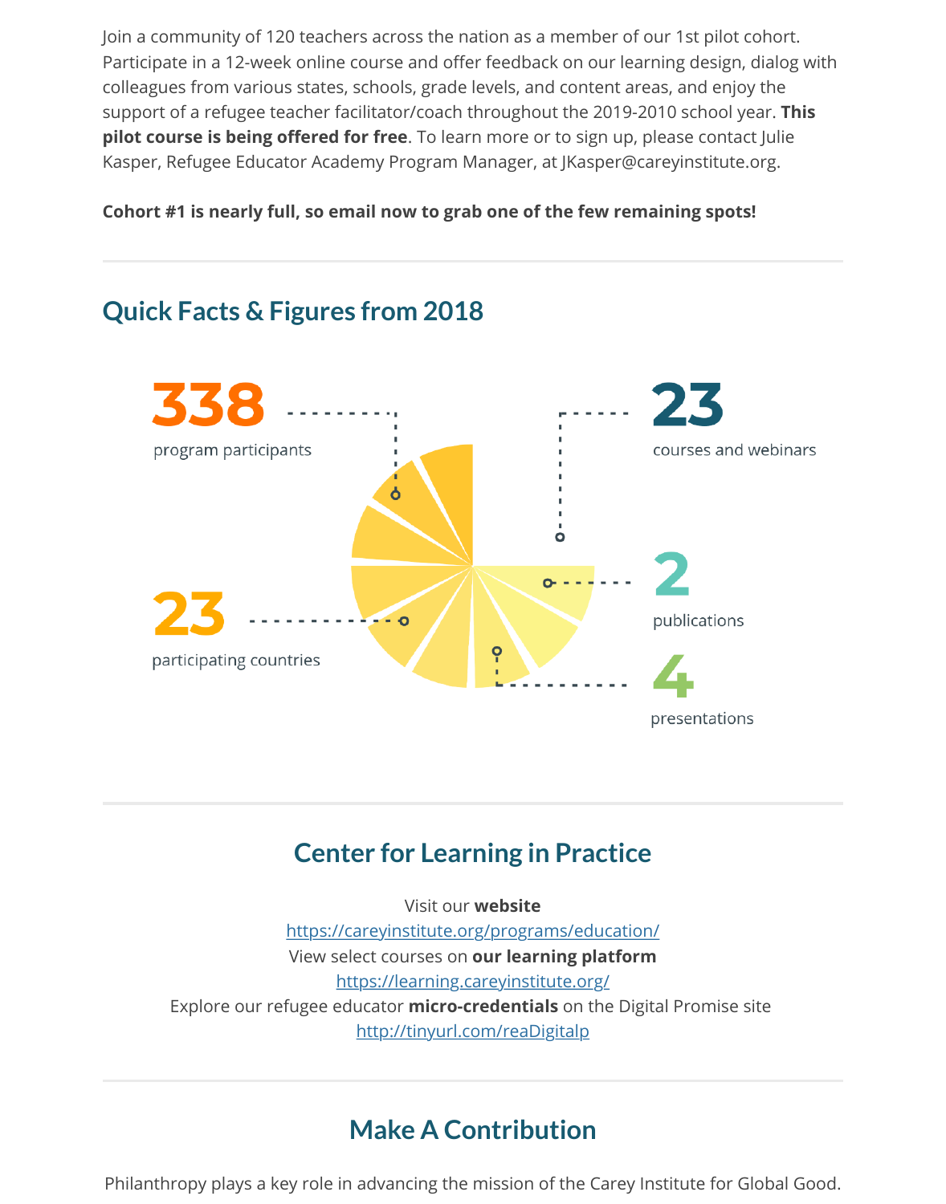Join a community of 120 teachers across the nation as a member of our 1st pilot cohort. Participate in a 12-week online course and offer feedback on our learning design, dialog with colleagues from various states, schools, grade levels, and content areas, and enjoy the support of a refugee teacher facilitator/coach throughout the 2019-2010 school year. **This pilot course is being offered for free**. To learn more or to sign up, please contact Julie Kasper, Refugee Educator Academy Program Manager, at JKasper@careyinstitute.org.

**Cohort #1 is nearly full, so email now to grab one of the few remaining spots!**

---

## Quick Facts & Figures from 2018

**338** program participants

**23** courses and webinars

**2** publications

**23** participating countries

**4** presentations

---

## Center for Learning in Practice

Visit our **website**
https://careyinstitute.org/programs/education/
View select courses on **our learning platform**
https://learning.careyinstitute.org/
Explore our refugee educator **micro-credentials** on the Digital Promise site
http://tinyurl.com/reaDigitalp

---

## Make A Contribution

Philanthropy plays a key role in advancing the mission of the Carey Institute for Global Good.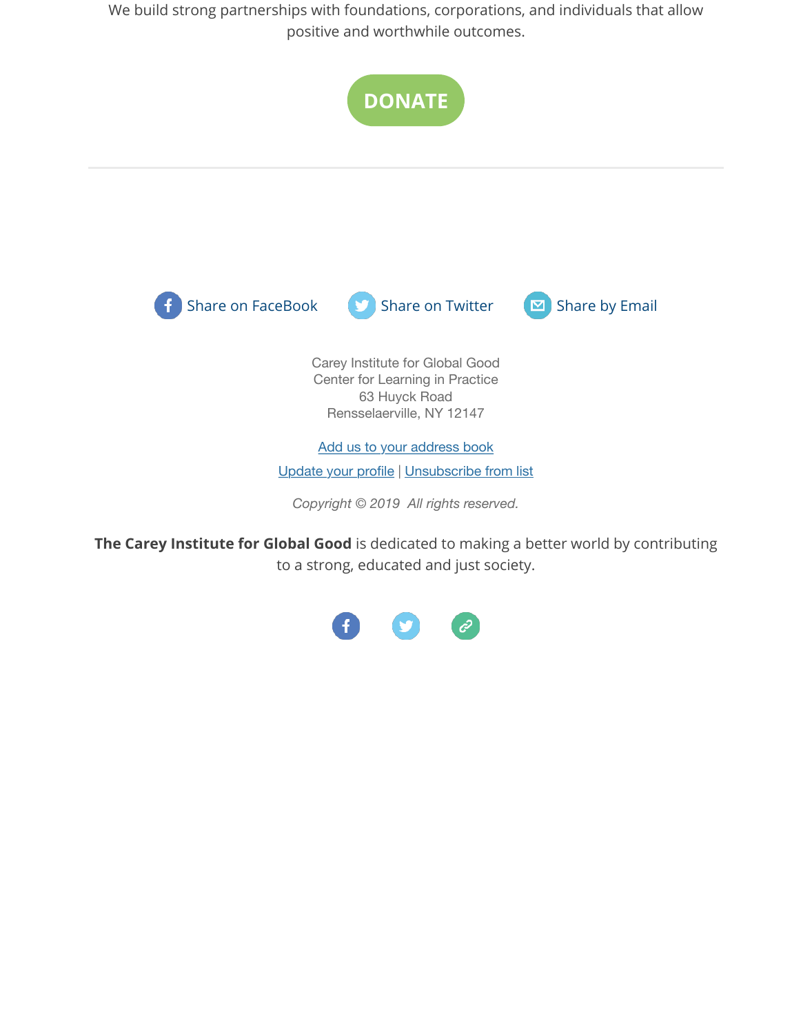We build strong partnerships with foundations, corporations, and individuals that allow positive and worthwhile outcomes.

DONATE

---

Share on FaceBook Share on Twitter Share by Email

Carey Institute for Global Good
Center for Learning in Practice
63 Huyck Road
Rensselaerville, NY 12147

Add us to your address book

Update your profile | Unsubscribe from list

*Copyright © 2019 All rights reserved.*

**The Carey Institute for Global Good** is dedicated to making a better world by contributing to a strong, educated and just society.